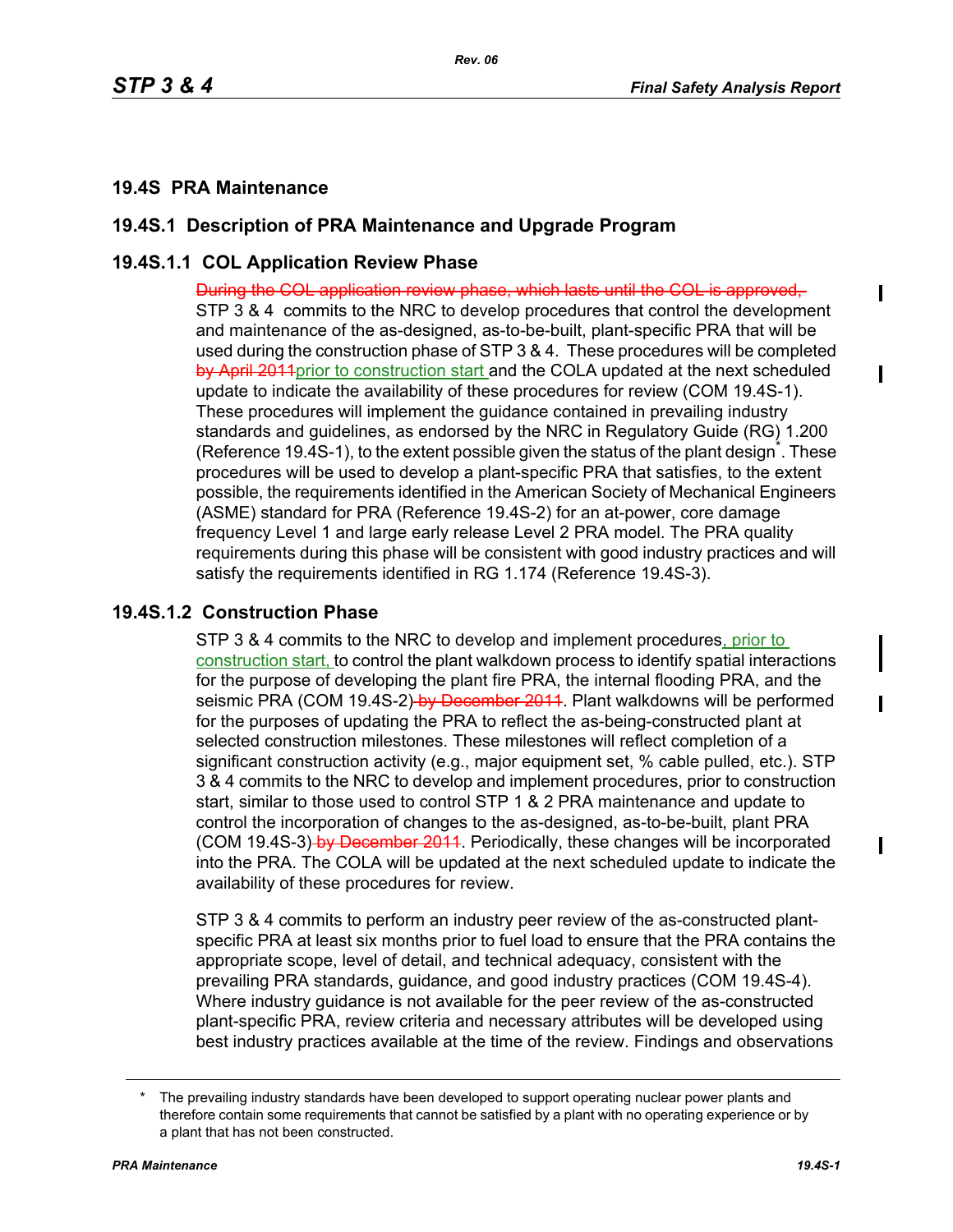# 19.4S PRA Maintenance

## 19.4S.1 Description of PRA Maintenance and Upgrade Program

### 19.4S.1.1 COL Application Review Phase

~~During the COL application review phase, which lasts until the COL is approved,~~ STP 3 & 4 commits to the NRC to develop procedures that control the development and maintenance of the as-designed, as-to-be-built, plant-specific PRA that will be used during the construction phase of STP 3 & 4. These procedures will be completed ~~by April 2011~~prior to construction start and the COLA updated at the next scheduled update to indicate the availability of these procedures for review (COM 19.4S-1). These procedures will implement the guidance contained in prevailing industry standards and guidelines, as endorsed by the NRC in Regulatory Guide (RG) 1.200 (Reference 19.4S-1), to the extent possible given the status of the plant design*. These procedures will be used to develop a plant-specific PRA that satisfies, to the extent possible, the requirements identified in the American Society of Mechanical Engineers (ASME) standard for PRA (Reference 19.4S-2) for an at-power, core damage frequency Level 1 and large early release Level 2 PRA model. The PRA quality requirements during this phase will be consistent with good industry practices and will satisfy the requirements identified in RG 1.174 (Reference 19.4S-3).

### 19.4S.1.2 Construction Phase

STP 3 & 4 commits to the NRC to develop and implement procedures, prior to construction start, to control the plant walkdown process to identify spatial interactions for the purpose of developing the plant fire PRA, the internal flooding PRA, and the seismic PRA (COM 19.4S-2) ~~by December 2011~~. Plant walkdowns will be performed for the purposes of updating the PRA to reflect the as-being-constructed plant at selected construction milestones. These milestones will reflect completion of a significant construction activity (e.g., major equipment set, % cable pulled, etc.). STP 3 & 4 commits to the NRC to develop and implement procedures, prior to construction start, similar to those used to control STP 1 & 2 PRA maintenance and update to control the incorporation of changes to the as-designed, as-to-be-built, plant PRA (COM 19.4S-3) ~~by December 2011~~. Periodically, these changes will be incorporated into the PRA. The COLA will be updated at the next scheduled update to indicate the availability of these procedures for review.

STP 3 & 4 commits to perform an industry peer review of the as-constructed plant-specific PRA at least six months prior to fuel load to ensure that the PRA contains the appropriate scope, level of detail, and technical adequacy, consistent with the prevailing PRA standards, guidance, and good industry practices (COM 19.4S-4). Where industry guidance is not available for the peer review of the as-constructed plant-specific PRA, review criteria and necessary attributes will be developed using best industry practices available at the time of the review. Findings and observations

---

* The prevailing industry standards have been developed to support operating nuclear power plants and therefore contain some requirements that cannot be satisfied by a plant with no operating experience or by a plant that has not been constructed.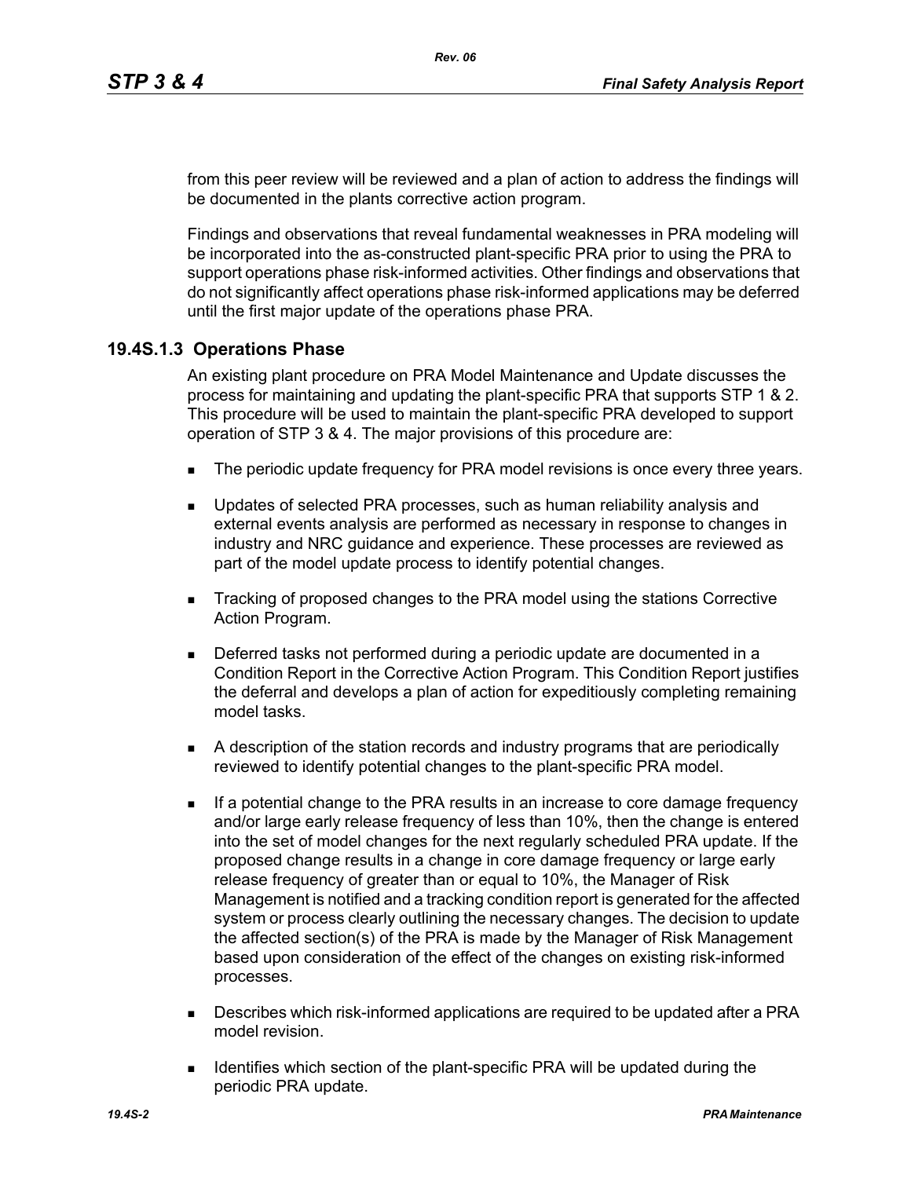from this peer review will be reviewed and a plan of action to address the findings will be documented in the plants corrective action program.

Findings and observations that reveal fundamental weaknesses in PRA modeling will be incorporated into the as-constructed plant-specific PRA prior to using the PRA to support operations phase risk-informed activities. Other findings and observations that do not significantly affect operations phase risk-informed applications may be deferred until the first major update of the operations phase PRA.

### 19.4S.1.3 Operations Phase

An existing plant procedure on PRA Model Maintenance and Update discusses the process for maintaining and updating the plant-specific PRA that supports STP 1 & 2. This procedure will be used to maintain the plant-specific PRA developed to support operation of STP 3 & 4. The major provisions of this procedure are:

- The periodic update frequency for PRA model revisions is once every three years.
- Updates of selected PRA processes, such as human reliability analysis and external events analysis are performed as necessary in response to changes in industry and NRC guidance and experience. These processes are reviewed as part of the model update process to identify potential changes.
- Tracking of proposed changes to the PRA model using the stations Corrective Action Program.
- Deferred tasks not performed during a periodic update are documented in a Condition Report in the Corrective Action Program. This Condition Report justifies the deferral and develops a plan of action for expeditiously completing remaining model tasks.
- A description of the station records and industry programs that are periodically reviewed to identify potential changes to the plant-specific PRA model.
- If a potential change to the PRA results in an increase to core damage frequency and/or large early release frequency of less than 10%, then the change is entered into the set of model changes for the next regularly scheduled PRA update. If the proposed change results in a change in core damage frequency or large early release frequency of greater than or equal to 10%, the Manager of Risk Management is notified and a tracking condition report is generated for the affected system or process clearly outlining the necessary changes. The decision to update the affected section(s) of the PRA is made by the Manager of Risk Management based upon consideration of the effect of the changes on existing risk-informed processes.
- Describes which risk-informed applications are required to be updated after a PRA model revision.
- Identifies which section of the plant-specific PRA will be updated during the periodic PRA update.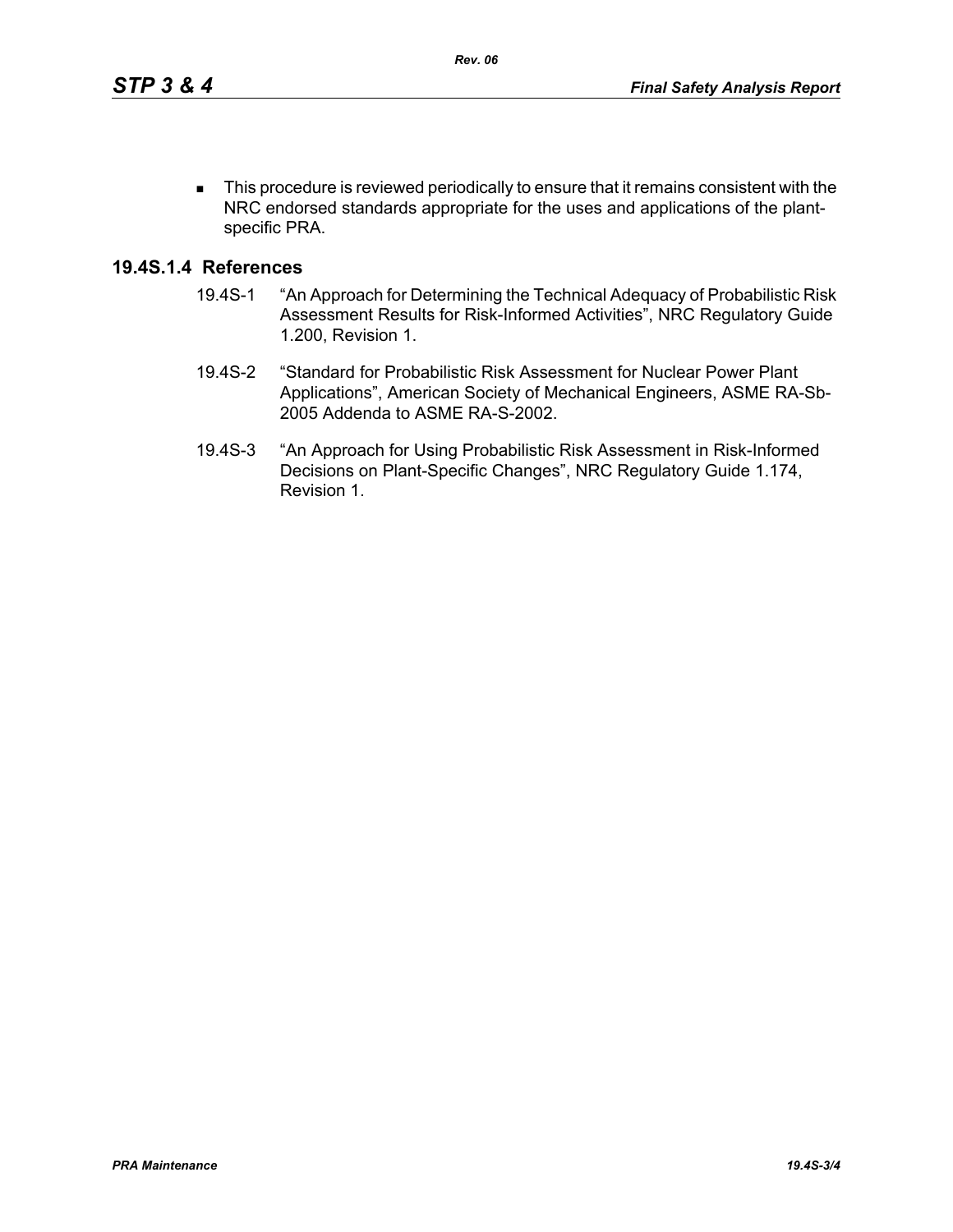- This procedure is reviewed periodically to ensure that it remains consistent with the NRC endorsed standards appropriate for the uses and applications of the plant-specific PRA.

## 19.4S.1.4 References

19.4S-1 "An Approach for Determining the Technical Adequacy of Probabilistic Risk Assessment Results for Risk-Informed Activities", NRC Regulatory Guide 1.200, Revision 1.

19.4S-2 "Standard for Probabilistic Risk Assessment for Nuclear Power Plant Applications", American Society of Mechanical Engineers, ASME RA-Sb-2005 Addenda to ASME RA-S-2002.

19.4S-3 "An Approach for Using Probabilistic Risk Assessment in Risk-Informed Decisions on Plant-Specific Changes", NRC Regulatory Guide 1.174, Revision 1.